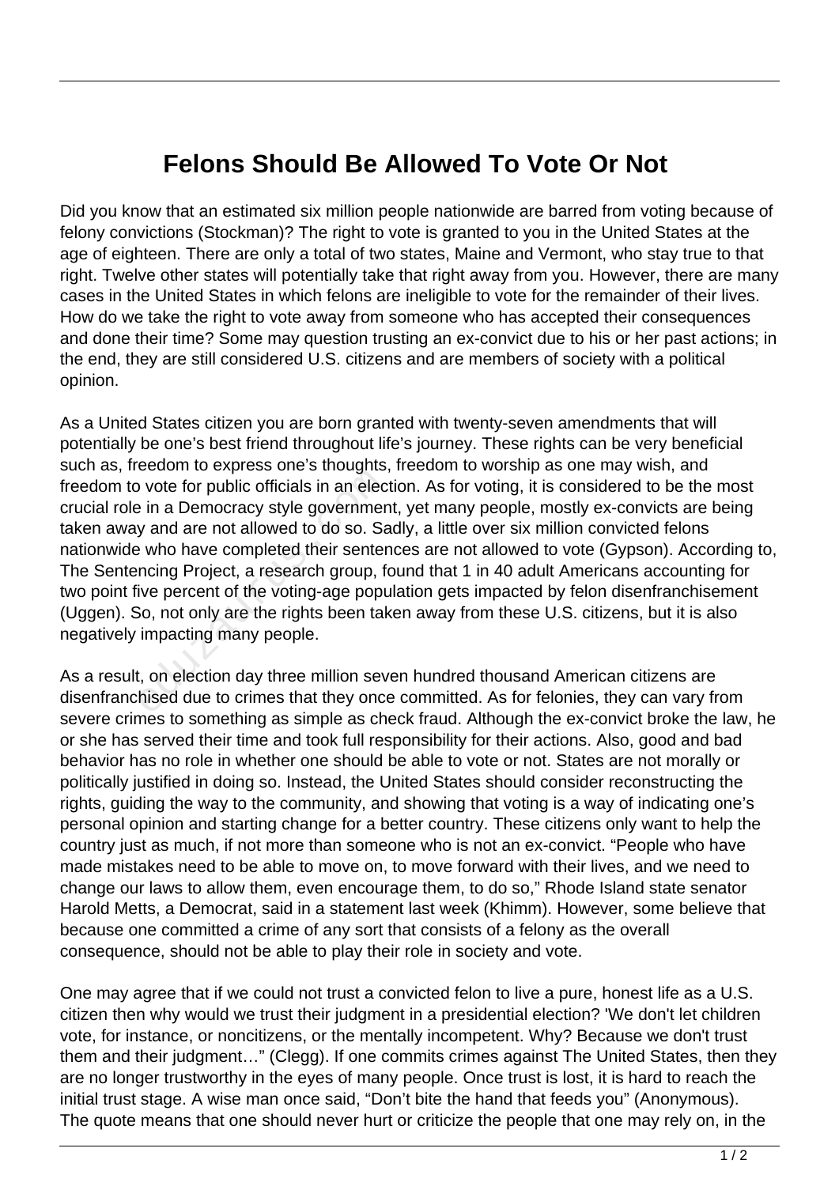# Felons Should Be Allowed To Vote Or Not

Did you know that an estimated six million people nationwide are barred from voting because of felony convictions (Stockman)? The right to vote is granted to you in the United States at the age of eighteen. There are only a total of two states, Maine and Vermont, who stay true to that right. Twelve other states will potentially take that right away from you. However, there are many cases in the United States in which felons are ineligible to vote for the remainder of their lives. How do we take the right to vote away from someone who has accepted their consequences and done their time? Some may question trusting an ex-convict due to his or her past actions; in the end, they are still considered U.S. citizens and are members of society with a political opinion.

As a United States citizen you are born granted with twenty-seven amendments that will potentially be one's best friend throughout life's journey. These rights can be very beneficial such as, freedom to express one's thoughts, freedom to worship as one may wish, and freedom to vote for public officials in an election. As for voting, it is considered to be the most crucial role in a Democracy style government, yet many people, mostly ex-convicts are being taken away and are not allowed to do so. Sadly, a little over six million convicted felons nationwide who have completed their sentences are not allowed to vote (Gypson). According to, The Sentencing Project, a research group, found that 1 in 40 adult Americans accounting for two point five percent of the voting-age population gets impacted by felon disenfranchisement (Uggen). So, not only are the rights been taken away from these U.S. citizens, but it is also negatively impacting many people.

As a result, on election day three million seven hundred thousand American citizens are disenfranchised due to crimes that they once committed. As for felonies, they can vary from severe crimes to something as simple as check fraud. Although the ex-convict broke the law, he or she has served their time and took full responsibility for their actions. Also, good and bad behavior has no role in whether one should be able to vote or not. States are not morally or politically justified in doing so. Instead, the United States should consider reconstructing the rights, guiding the way to the community, and showing that voting is a way of indicating one's personal opinion and starting change for a better country. These citizens only want to help the country just as much, if not more than someone who is not an ex-convict. "People who have made mistakes need to be able to move on, to move forward with their lives, and we need to change our laws to allow them, even encourage them, to do so," Rhode Island state senator Harold Metts, a Democrat, said in a statement last week (Khimm). However, some believe that because one committed a crime of any sort that consists of a felony as the overall consequence, should not be able to play their role in society and vote.

One may agree that if we could not trust a convicted felon to live a pure, honest life as a U.S. citizen then why would we trust their judgment in a presidential election? 'We don't let children vote, for instance, or noncitizens, or the mentally incompetent. Why? Because we don't trust them and their judgment…" (Clegg). If one commits crimes against The United States, then they are no longer trustworthy in the eyes of many people. Once trust is lost, it is hard to reach the initial trust stage. A wise man once said, "Don't bite the hand that feeds you" (Anonymous). The quote means that one should never hurt or criticize the people that one may rely on, in the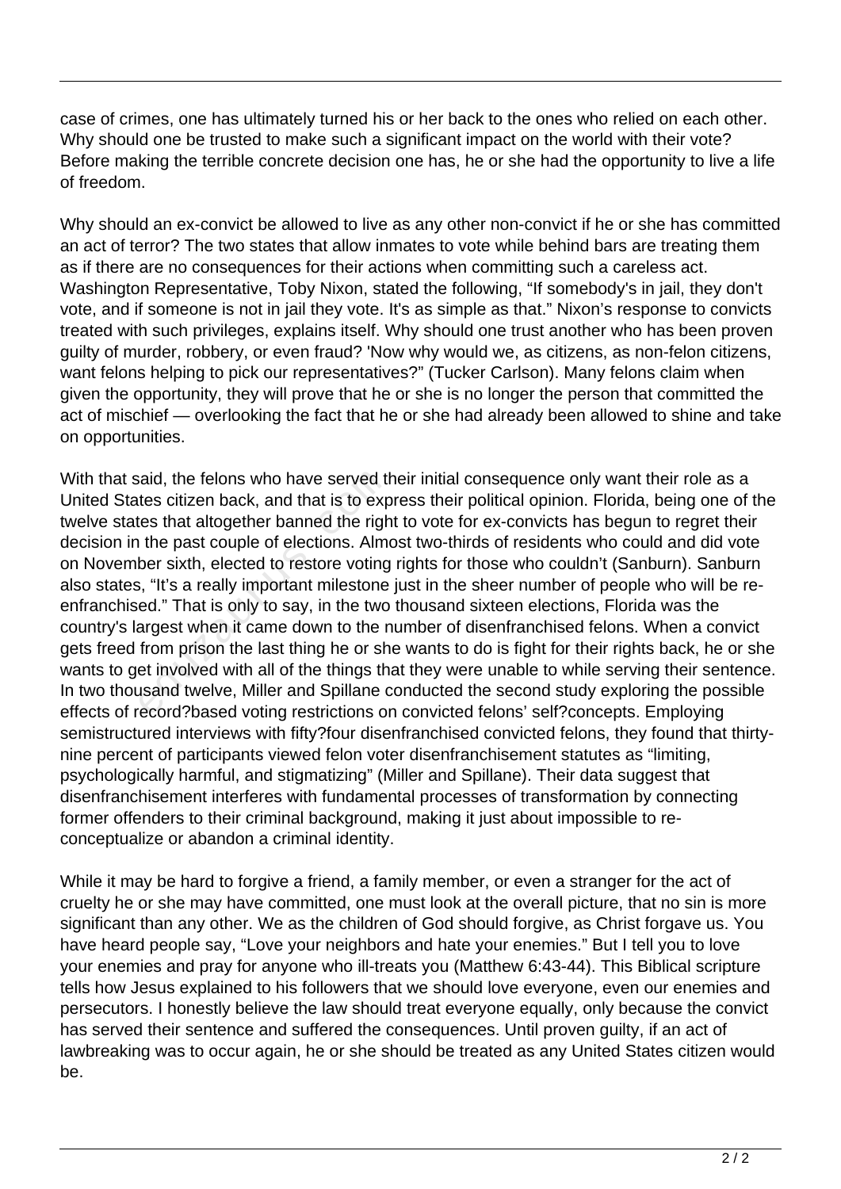case of crimes, one has ultimately turned his or her back to the ones who relied on each other. Why should one be trusted to make such a significant impact on the world with their vote? Before making the terrible concrete decision one has, he or she had the opportunity to live a life of freedom.

Why should an ex-convict be allowed to live as any other non-convict if he or she has committed an act of terror? The two states that allow inmates to vote while behind bars are treating them as if there are no consequences for their actions when committing such a careless act. Washington Representative, Toby Nixon, stated the following, "If somebody's in jail, they don't vote, and if someone is not in jail they vote. It's as simple as that." Nixon's response to convicts treated with such privileges, explains itself. Why should one trust another who has been proven guilty of murder, robbery, or even fraud? 'Now why would we, as citizens, as non-felon citizens, want felons helping to pick our representatives?" (Tucker Carlson). Many felons claim when given the opportunity, they will prove that he or she is no longer the person that committed the act of mischief — overlooking the fact that he or she had already been allowed to shine and take on opportunities.

With that said, the felons who have served their initial consequence only want their role as a United States citizen back, and that is to express their political opinion. Florida, being one of the twelve states that altogether banned the right to vote for ex-convicts has begun to regret their decision in the past couple of elections. Almost two-thirds of residents who could and did vote on November sixth, elected to restore voting rights for those who couldn't (Sanburn). Sanburn also states, "It's a really important milestone just in the sheer number of people who will be re-enfranchised." That is only to say, in the two thousand sixteen elections, Florida was the country's largest when it came down to the number of disenfranchised felons. When a convict gets freed from prison the last thing he or she wants to do is fight for their rights back, he or she wants to get involved with all of the things that they were unable to while serving their sentence. In two thousand twelve, Miller and Spillane conducted the second study exploring the possible effects of record?based voting restrictions on convicted felons' self?concepts. Employing semistructured interviews with fifty?four disenfranchised convicted felons, they found that thirty-nine percent of participants viewed felon voter disenfranchisement statutes as "limiting, psychologically harmful, and stigmatizing" (Miller and Spillane). Their data suggest that disenfranchisement interferes with fundamental processes of transformation by connecting former offenders to their criminal background, making it just about impossible to re-conceptualize or abandon a criminal identity.

While it may be hard to forgive a friend, a family member, or even a stranger for the act of cruelty he or she may have committed, one must look at the overall picture, that no sin is more significant than any other. We as the children of God should forgive, as Christ forgave us. You have heard people say, "Love your neighbors and hate your enemies." But I tell you to love your enemies and pray for anyone who ill-treats you (Matthew 6:43-44). This Biblical scripture tells how Jesus explained to his followers that we should love everyone, even our enemies and persecutors. I honestly believe the law should treat everyone equally, only because the convict has served their sentence and suffered the consequences. Until proven guilty, if an act of lawbreaking was to occur again, he or she should be treated as any United States citizen would be.